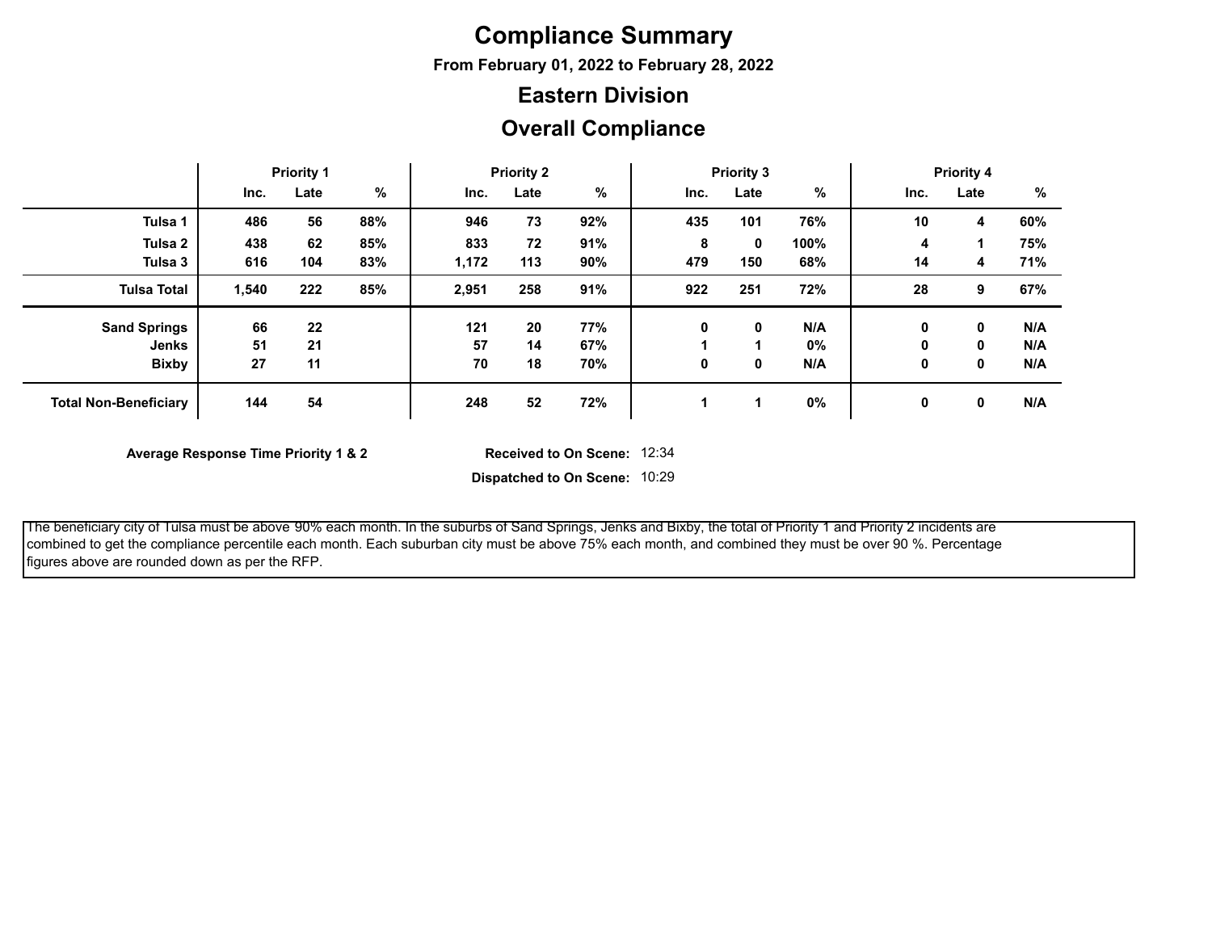# Compliance Summary

**From February 01, 2022 to February 28, 2022**

## Eastern Division

## Overall Compliance

| | Priority 1 | | | Priority 2 | | | Priority 3 | | | Priority 4 | | |
|---|---|---|---|---|---|---|---|---|---|---|---|---|
| | Inc. | Late | % | Inc. | Late | % | Inc. | Late | % | Inc. | Late | % |
| **Tulsa 1** | 486 | 56 | 88% | 946 | 73 | 92% | 435 | 101 | 76% | 10 | 4 | 60% |
| **Tulsa 2** | 438 | 62 | 85% | 833 | 72 | 91% | 8 | 0 | 100% | 4 | 1 | 75% |
| **Tulsa 3** | 616 | 104 | 83% | 1,172 | 113 | 90% | 479 | 150 | 68% | 14 | 4 | 71% |
| **Tulsa Total** | 1,540 | 222 | 85% | 2,951 | 258 | 91% | 922 | 251 | 72% | 28 | 9 | 67% |
| **Sand Springs** | 66 | 22 | | 121 | 20 | 77% | 0 | 0 | N/A | 0 | 0 | N/A |
| **Jenks** | 51 | 21 | | 57 | 14 | 67% | 1 | 1 | 0% | 0 | 0 | N/A |
| **Bixby** | 27 | 11 | | 70 | 18 | 70% | 0 | 0 | N/A | 0 | 0 | N/A |
| **Total Non-Beneficiary** | 144 | 54 | | 248 | 52 | 72% | 1 | 1 | 0% | 0 | 0 | N/A |

**Average Response Time Priority 1 & 2**

**Received to On Scene:** 12:34

**Dispatched to On Scene:** 10:29

The beneficiary city of Tulsa must be above 90% each month. In the suburbs of Sand Springs, Jenks and Bixby, the total of Priority 1 and Priority 2 incidents are combined to get the compliance percentile each month. Each suburban city must be above 75% each month, and combined they must be over 90 %. Percentage figures above are rounded down as per the RFP.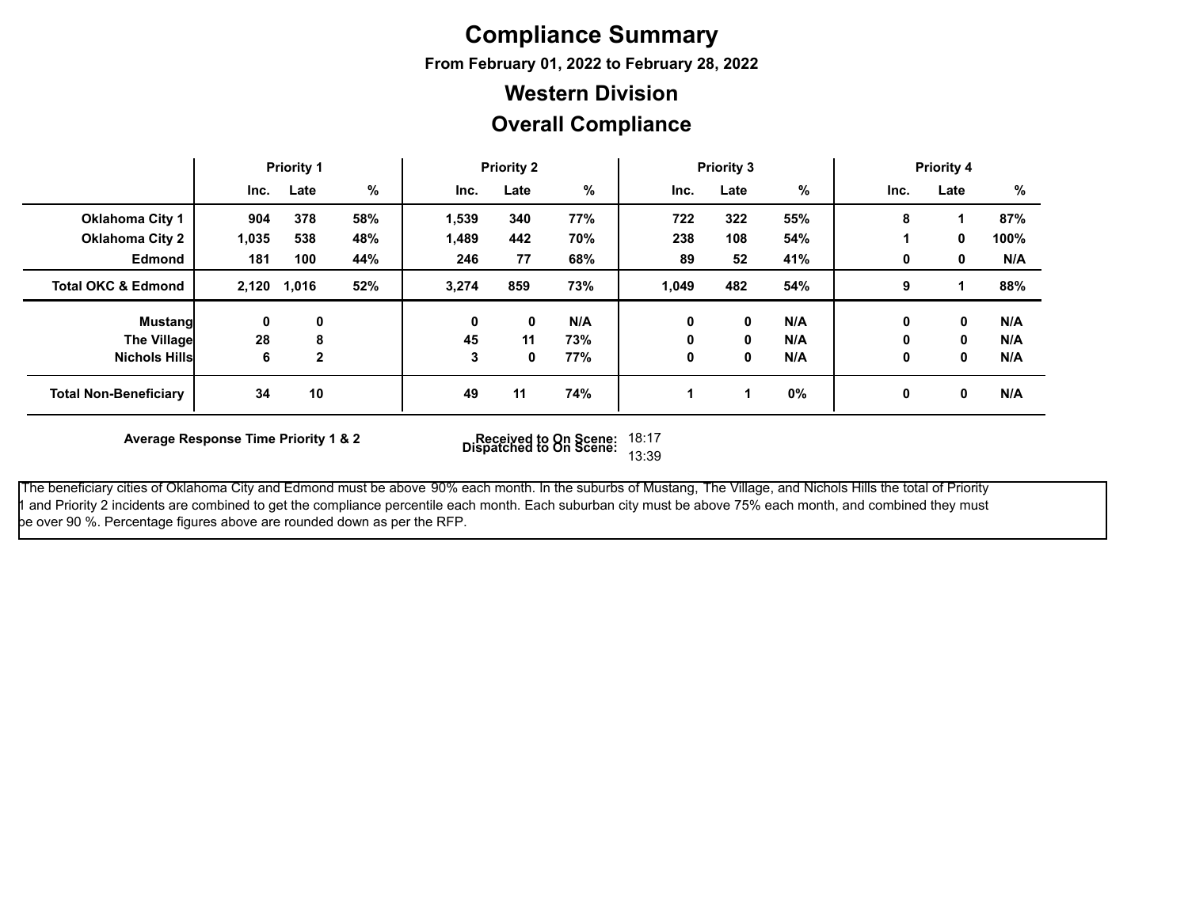# Compliance Summary

**From February 01, 2022 to February 28, 2022**

## Western Division

## Overall Compliance

| | Priority 1 | | | Priority 2 | | | Priority 3 | | | Priority 4 | | |
|---|---|---|---|---|---|---|---|---|---|---|---|---|
| | Inc. | Late | % | Inc. | Late | % | Inc. | Late | % | Inc. | Late | % |
| **Oklahoma City 1** | 904 | 378 | 58% | 1,539 | 340 | 77% | 722 | 322 | 55% | 8 | 1 | 87% |
| **Oklahoma City 2** | 1,035 | 538 | 48% | 1,489 | 442 | 70% | 238 | 108 | 54% | 1 | 0 | 100% |
| **Edmond** | 181 | 100 | 44% | 246 | 77 | 68% | 89 | 52 | 41% | 0 | 0 | N/A |
| **Total OKC & Edmond** | 2,120 | 1,016 | 52% | 3,274 | 859 | 73% | 1,049 | 482 | 54% | 9 | 1 | 88% |
| **Mustang** | 0 | 0 | | 0 | 0 | N/A | 0 | 0 | N/A | 0 | 0 | N/A |
| **The Village** | 28 | 8 | | 45 | 11 | 73% | 0 | 0 | N/A | 0 | 0 | N/A |
| **Nichols Hills** | 6 | 2 | | 3 | 0 | 77% | 0 | 0 | N/A | 0 | 0 | N/A |
| **Total Non-Beneficiary** | 34 | 10 | | 49 | 11 | 74% | 1 | 1 | 0% | 0 | 0 | N/A |

**Average Response Time Priority 1 & 2**

**Received to On Scene:** 18:17
**Dispatched to On Scene:** 13:39

The beneficiary cities of Oklahoma City and Edmond must be above 90% each month. In the suburbs of Mustang, The Village, and Nichols Hills the total of Priority 1 and Priority 2 incidents are combined to get the compliance percentile each month. Each suburban city must be above 75% each month, and combined they must be over 90 %. Percentage figures above are rounded down as per the RFP.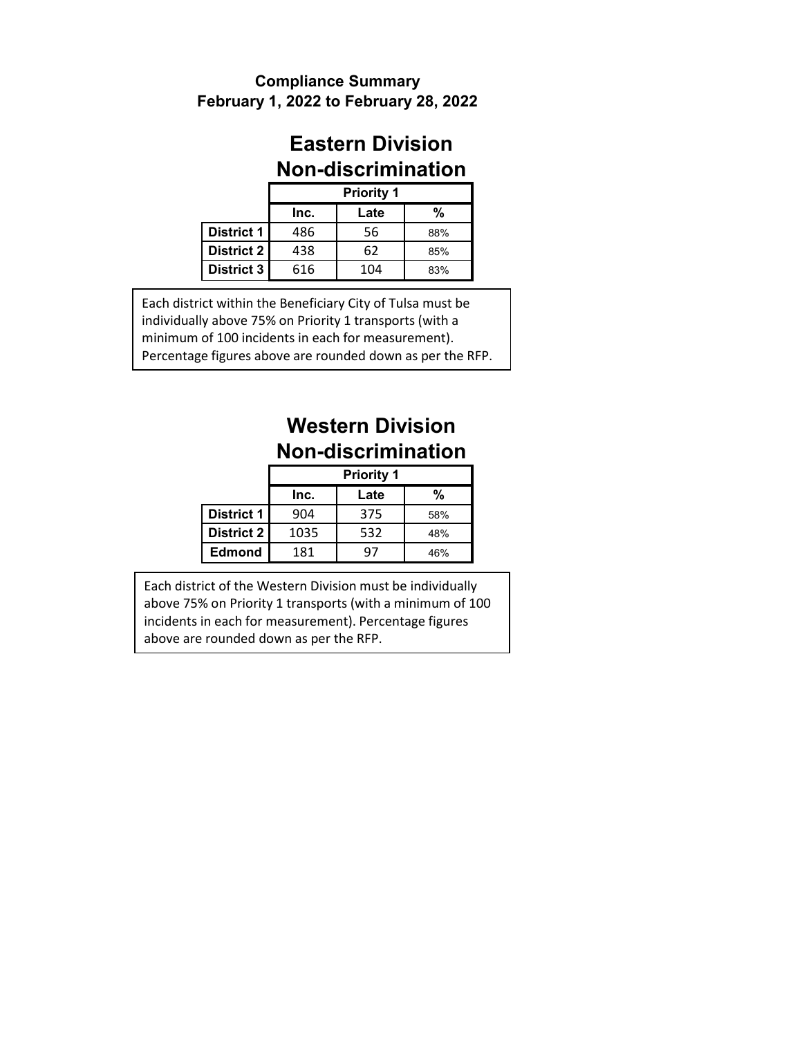**Compliance Summary**
**February 1, 2022 to February 28, 2022**

## Eastern Division
## Non-discrimination

| | Priority 1 | | |
|---|---|---|---|
| | Inc. | Late | % |
| **District 1** | 486 | 56 | 88% |
| **District 2** | 438 | 62 | 85% |
| **District 3** | 616 | 104 | 83% |

Each district within the Beneficiary City of Tulsa must be individually above 75% on Priority 1 transports (with a minimum of 100 incidents in each for measurement). Percentage figures above are rounded down as per the RFP.

## Western Division
## Non-discrimination

| | Priority 1 | | |
|---|---|---|---|
| | Inc. | Late | % |
| **District 1** | 904 | 375 | 58% |
| **District 2** | 1035 | 532 | 48% |
| **Edmond** | 181 | 97 | 46% |

Each district of the Western Division must be individually above 75% on Priority 1 transports (with a minimum of 100 incidents in each for measurement). Percentage figures above are rounded down as per the RFP.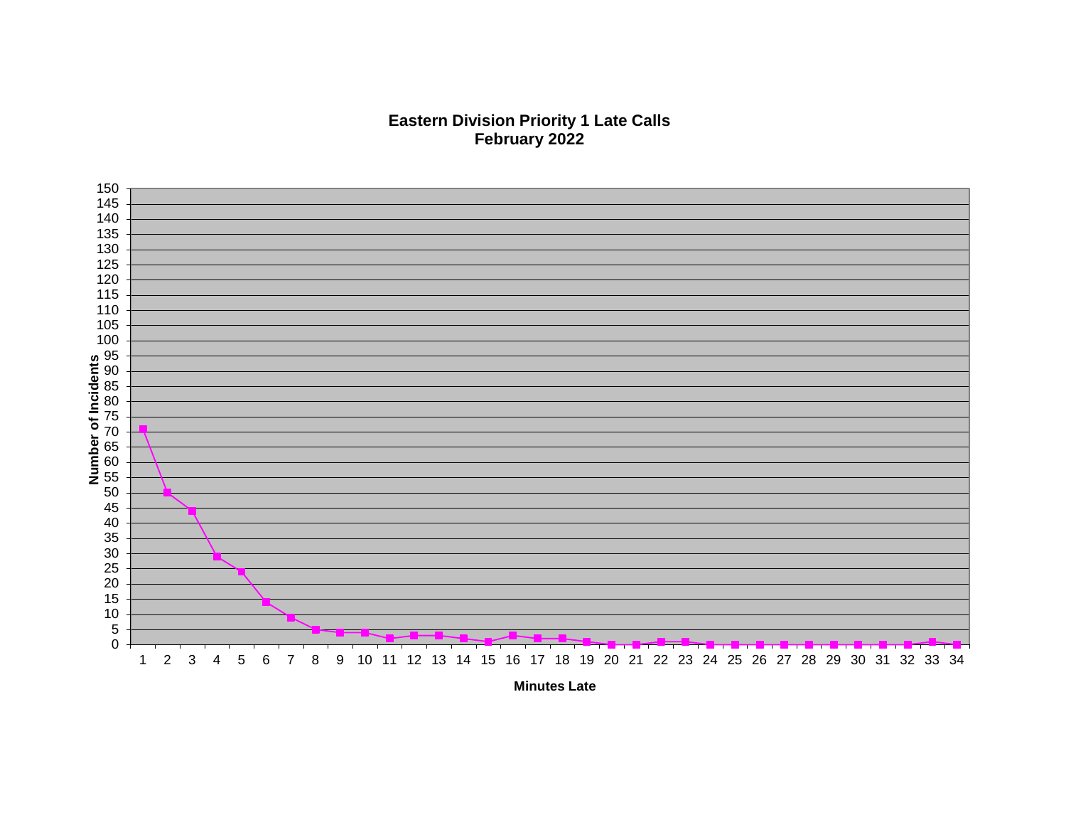# Eastern Division Priority 1 Late Calls
## February 2022

| Minutes Late | Number of Incidents |
|---|---|
| 1 | 71 |
| 2 | 50 |
| 3 | 44 |
| 4 | 29 |
| 5 | 24 |
| 6 | 14 |
| 7 | 9 |
| 8 | 5 |
| 9 | 4 |
| 10 | 4 |
| 11 | 2 |
| 12 | 3 |
| 13 | 3 |
| 14 | 2 |
| 15 | 1 |
| 16 | 3 |
| 17 | 2 |
| 18 | 2 |
| 19 | 1 |
| 20 | 0 |
| 21 | 0 |
| 22 | 1 |
| 23 | 1 |
| 24 | 0 |
| 25 | 0 |
| 26 | 0 |
| 27 | 0 |
| 28 | 0 |
| 29 | 0 |
| 30 | 0 |
| 31 | 0 |
| 32 | 0 |
| 33 | 1 |
| 34 | 0 |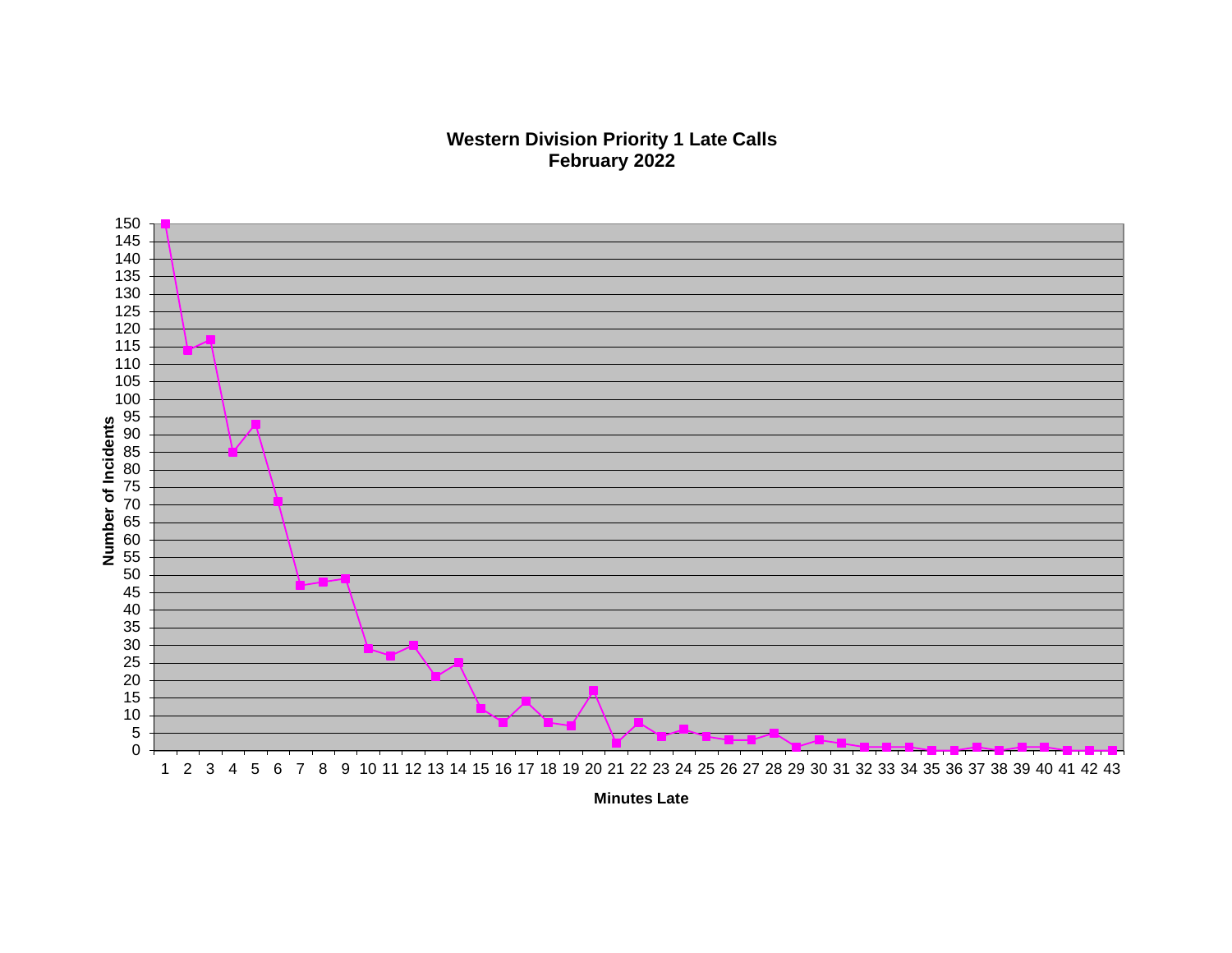# Western Division Priority 1 Late Calls
## February 2022

| Minutes Late | Number of Incidents |
|---|---|
| 1 | 150 |
| 2 | 114 |
| 3 | 117 |
| 4 | 85 |
| 5 | 93 |
| 6 | 71 |
| 7 | 47 |
| 8 | 48 |
| 9 | 49 |
| 10 | 29 |
| 11 | 27 |
| 12 | 30 |
| 13 | 21 |
| 14 | 25 |
| 15 | 12 |
| 16 | 8 |
| 17 | 14 |
| 18 | 8 |
| 19 | 7 |
| 20 | 17 |
| 21 | 2 |
| 22 | 8 |
| 23 | 4 |
| 24 | 6 |
| 25 | 4 |
| 26 | 3 |
| 27 | 3 |
| 28 | 5 |
| 29 | 1 |
| 30 | 3 |
| 31 | 2 |
| 32 | 1 |
| 33 | 1 |
| 34 | 1 |
| 35 | 0 |
| 36 | 0 |
| 37 | 1 |
| 38 | 0 |
| 39 | 1 |
| 40 | 1 |
| 41 | 0 |
| 42 | 0 |
| 43 | 0 |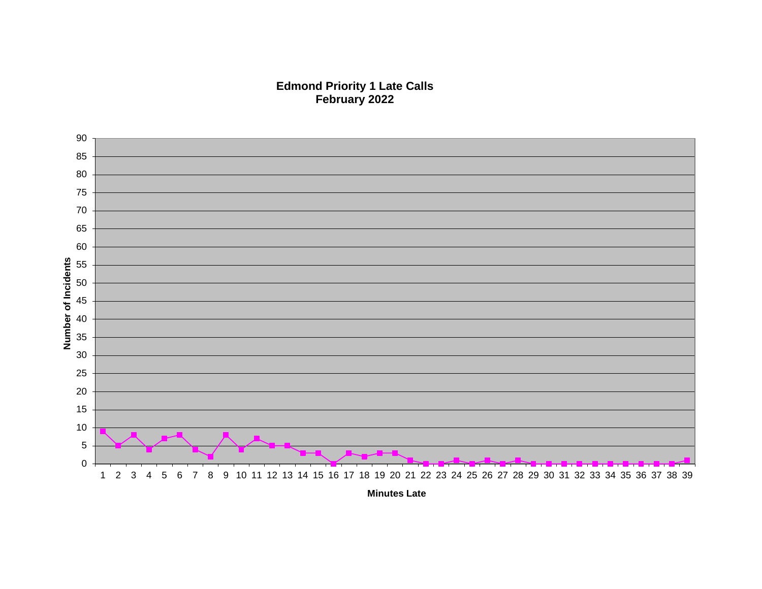# Edmond Priority 1 Late Calls
## February 2022

| Minutes Late | Number of Incidents |
|---|---|
| 1 | 9 |
| 2 | 5 |
| 3 | 8 |
| 4 | 4 |
| 5 | 7 |
| 6 | 8 |
| 7 | 4 |
| 8 | 2 |
| 9 | 8 |
| 10 | 4 |
| 11 | 7 |
| 12 | 5 |
| 13 | 5 |
| 14 | 3 |
| 15 | 3 |
| 16 | 0 |
| 17 | 3 |
| 18 | 2 |
| 19 | 3 |
| 20 | 3 |
| 21 | 1 |
| 22 | 0 |
| 23 | 0 |
| 24 | 1 |
| 25 | 0 |
| 26 | 1 |
| 27 | 0 |
| 28 | 1 |
| 29 | 0 |
| 30 | 0 |
| 31 | 0 |
| 32 | 0 |
| 33 | 0 |
| 34 | 0 |
| 35 | 0 |
| 36 | 0 |
| 37 | 0 |
| 38 | 0 |
| 39 | 1 |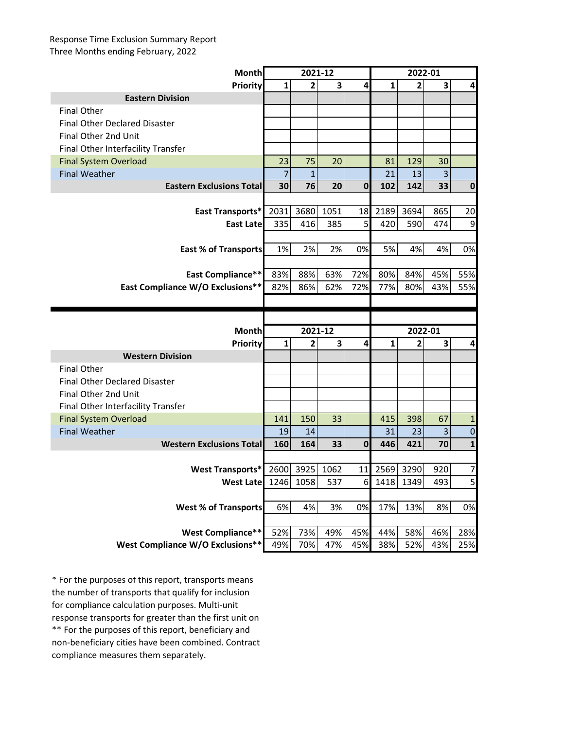Response Time Exclusion Summary Report
Three Months ending February, 2022

| Month | 2021-12 | | | | 2022-01 | | | |
|---|---|---|---|---|---|---|---|---|
| Priority | 1 | 2 | 3 | 4 | 1 | 2 | 3 | 4 |
| **Eastern Division** | | | | | | | | |
| Final Other | | | | | | | | |
| Final Other Declared Disaster | | | | | | | | |
| Final Other 2nd Unit | | | | | | | | |
| Final Other Interfacility Transfer | | | | | | | | |
| Final System Overload | 23 | 75 | 20 | | 81 | 129 | 30 | |
| Final Weather | 7 | 1 | | | 21 | 13 | 3 | |
| **Eastern Exclusions Total** | **30** | **76** | **20** | **0** | **102** | **142** | **33** | **0** |
| | | | | | | | | |
| **East Transports*** | 2031 | 3680 | 1051 | 18 | 2189 | 3694 | 865 | 20 |
| **East Late** | 335 | 416 | 385 | 5 | 420 | 590 | 474 | 9 |
| | | | | | | | | |
| **East % of Transports** | 1% | 2% | 2% | 0% | 5% | 4% | 4% | 0% |
| | | | | | | | | |
| **East Compliance**** | 83% | 88% | 63% | 72% | 80% | 84% | 45% | 55% |
| **East Compliance W/O Exclusions**** | 82% | 86% | 62% | 72% | 77% | 80% | 43% | 55% |

| Month | 2021-12 | | | | 2022-01 | | | |
|---|---|---|---|---|---|---|---|---|
| Priority | 1 | 2 | 3 | 4 | 1 | 2 | 3 | 4 |
| **Western Division** | | | | | | | | |
| Final Other | | | | | | | | |
| Final Other Declared Disaster | | | | | | | | |
| Final Other 2nd Unit | | | | | | | | |
| Final Other Interfacility Transfer | | | | | | | | |
| Final System Overload | 141 | 150 | 33 | | 415 | 398 | 67 | 1 |
| Final Weather | 19 | 14 | | | 31 | 23 | 3 | 0 |
| **Western Exclusions Total** | **160** | **164** | **33** | **0** | **446** | **421** | **70** | **1** |
| | | | | | | | | |
| **West Transports*** | 2600 | 3925 | 1062 | 11 | 2569 | 3290 | 920 | 7 |
| **West Late** | 1246 | 1058 | 537 | 6 | 1418 | 1349 | 493 | 5 |
| | | | | | | | | |
| **West % of Transports** | 6% | 4% | 3% | 0% | 17% | 13% | 8% | 0% |
| | | | | | | | | |
| **West Compliance**** | 52% | 73% | 49% | 45% | 44% | 58% | 46% | 28% |
| **West Compliance W/O Exclusions**** | 49% | 70% | 47% | 45% | 38% | 52% | 43% | 25% |

* For the purposes of this report, transports means the number of transports that qualify for inclusion for compliance calculation purposes. Multi-unit response transports for greater than the first unit on

** For the purposes of this report, beneficiary and non-beneficiary cities have been combined. Contract compliance measures them separately.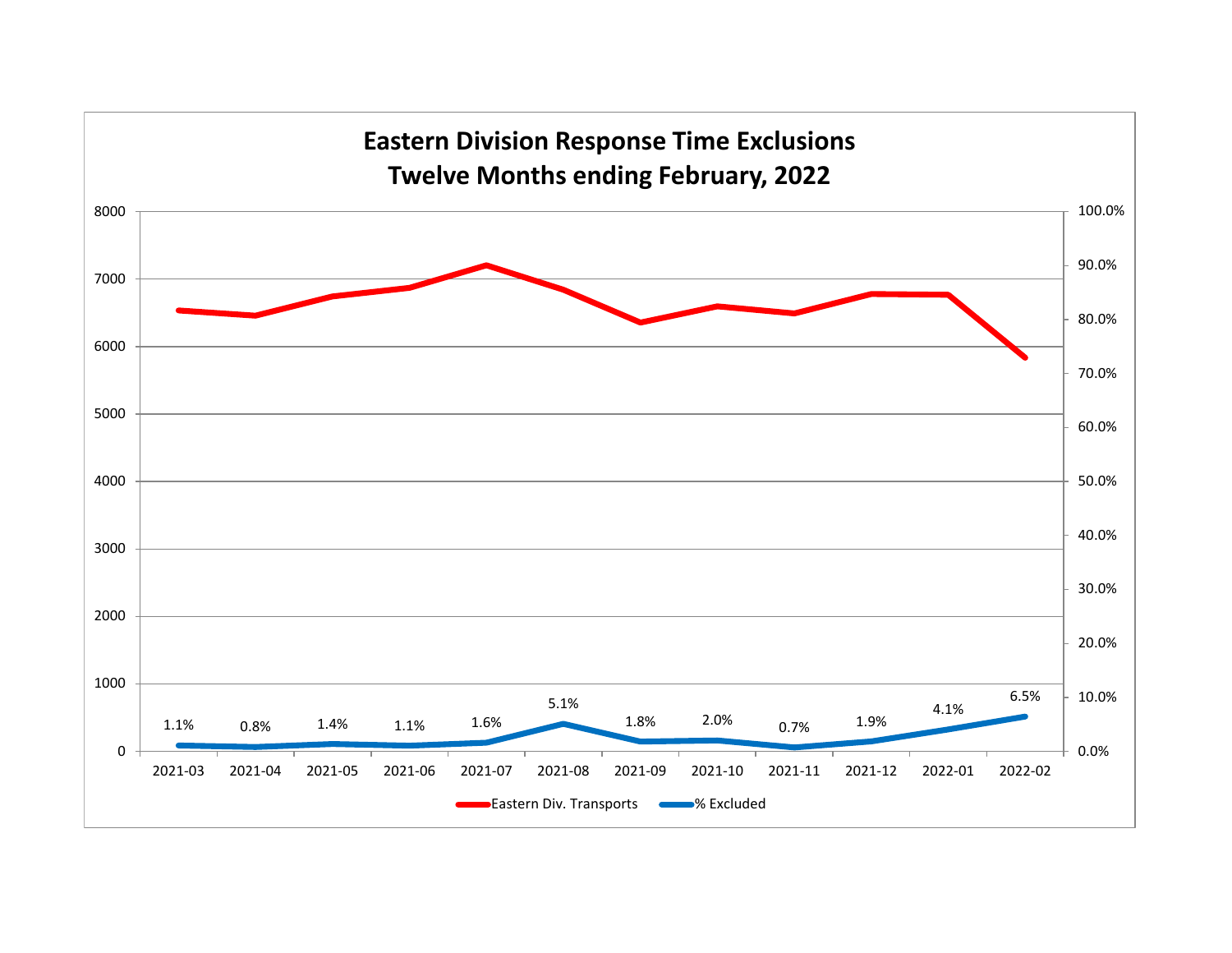# Eastern Division Response Time Exclusions
## Twelve Months ending February, 2022

| Month | % Excluded |
|---|---|
| 2021-03 | 1.1% |
| 2021-04 | 0.8% |
| 2021-05 | 1.4% |
| 2021-06 | 1.1% |
| 2021-07 | 1.6% |
| 2021-08 | 5.1% |
| 2021-09 | 1.8% |
| 2021-10 | 2.0% |
| 2021-11 | 0.7% |
| 2021-12 | 1.9% |
| 2022-01 | 4.1% |
| 2022-02 | 6.5% |

Eastern Div. Transports | % Excluded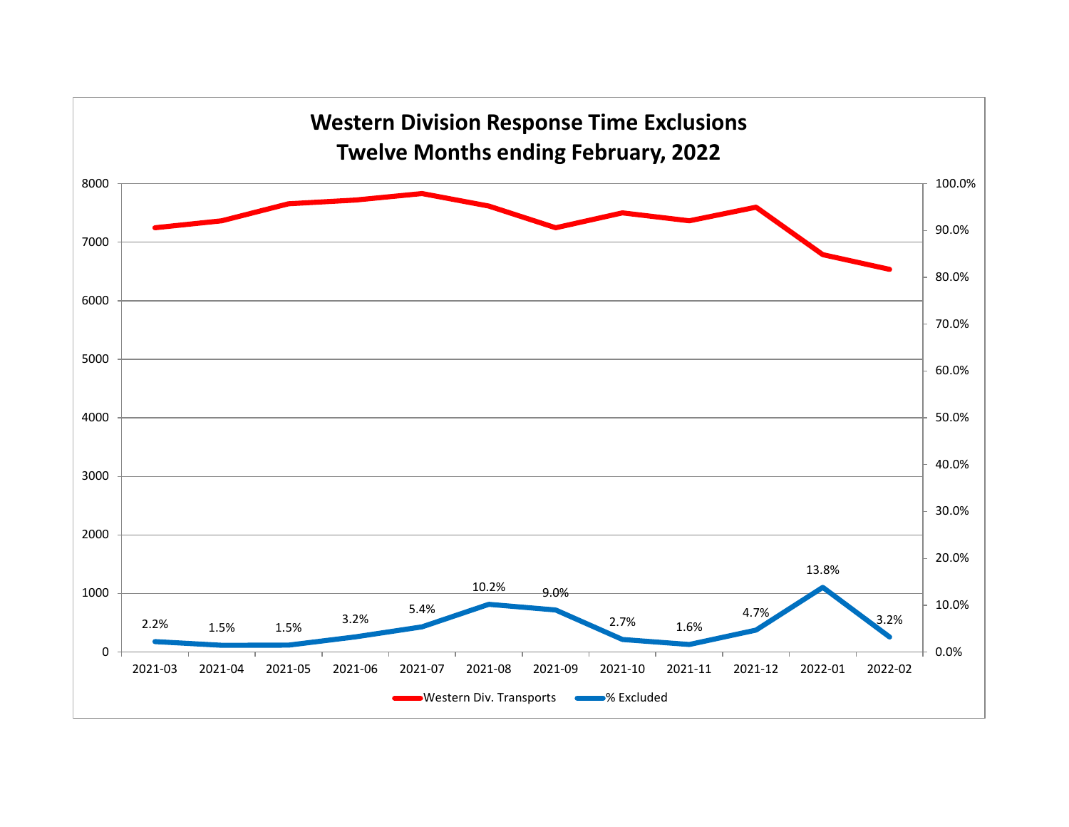**Western Division Response Time Exclusions**
**Twelve Months ending February, 2022**

8000
7000
6000
5000
4000
3000
2000
1000
0

100.0%
90.0%
80.0%
70.0%
60.0%
50.0%
40.0%
30.0%
20.0%
10.0%
0.0%

2.2%
1.5%
1.5%
3.2%
5.4%
10.2%
9.0%
2.7%
1.6%
4.7%
13.8%
3.2%

2021-03
2021-04
2021-05
2021-06
2021-07
2021-08
2021-09
2021-10
2021-11
2021-12
2022-01
2022-02

Western Div. Transports
% Excluded